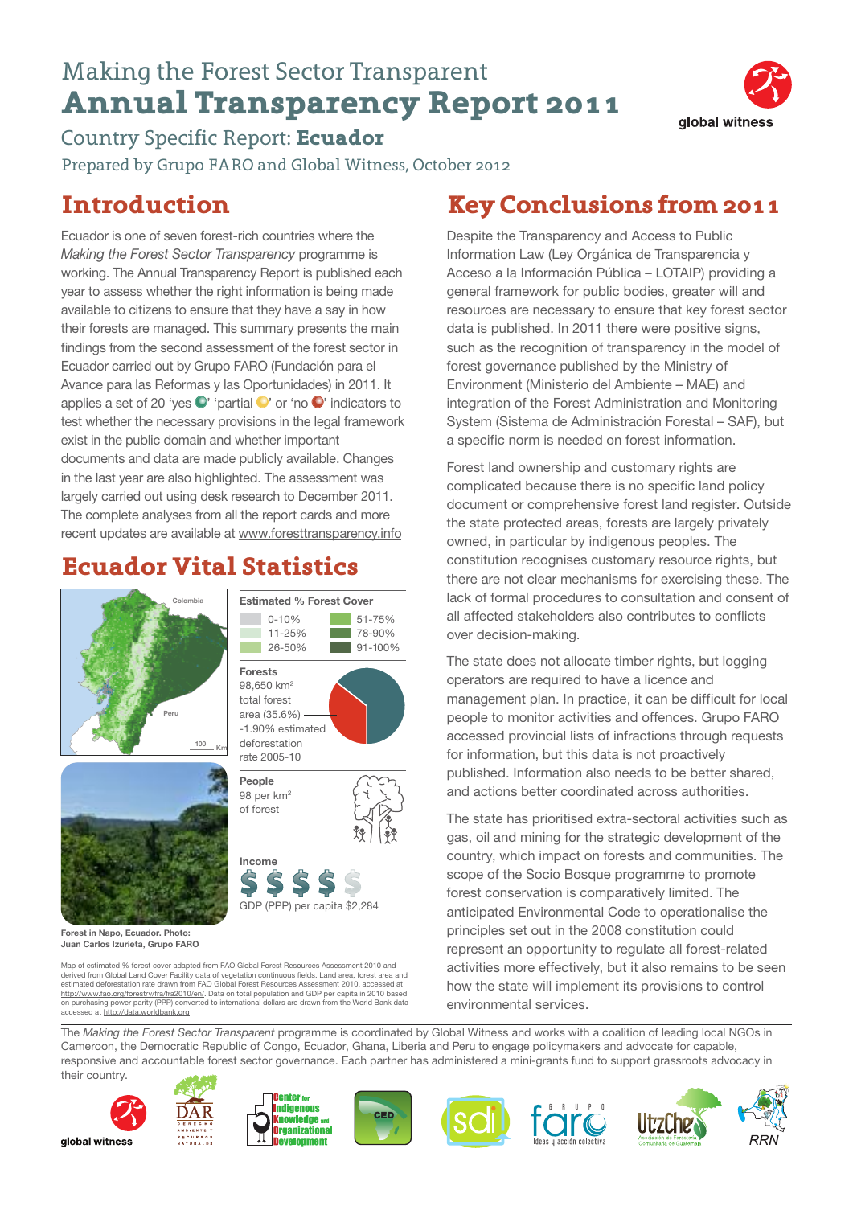# Making the Forest Sector Transparent
# Annual Transparency Report 2011

## Country Specific Report: **Ecuador**

Prepared by Grupo FARO and Global Witness, October 2012

## Introduction

Ecuador is one of seven forest-rich countries where the *Making the Forest Sector Transparent* programme is working. The Annual Transparency Report is published each year to assess whether the right information is being made available to citizens to ensure that they have a say in how their forests are managed. This summary presents the main findings from the second assessment of the forest sector in Ecuador carried out by Grupo FARO (Fundación para el Avance para las Reformas y las Oportunidades) in 2011. It applies a set of 20 'yes' 'partial' or 'no' indicators to test whether the necessary provisions in the legal framework exist in the public domain and whether important documents and data are made publicly available. Changes in the last year are also highlighted. The assessment was largely carried out using desk research to December 2011. The complete analyses from all the report cards and more recent updates are available at www.foresttransparency.info

## Ecuador Vital Statistics

**Estimated % Forest Cover**

- 0-10%
- 11-25%
- 26-50%
- 51-75%
- 78-90%
- 91-100%

Colombia

Peru

100 Km

**Forests**
98,650 km$^2$ total forest area (35.6%)
-1.90% estimated deforestation rate 2005-10

**People**
98 per km$^2$ of forest

**Income**
GDP (PPP) per capita $2,284

Forest in Napo, Ecuador. Photo: Juan Carlos Izurieta, Grupo FARO

Map of estimated % forest cover adapted from FAO Global Forest Resources Assessment 2010 and derived from Global Land Cover Facility data of vegetation continuous fields. Land area, forest area and estimated deforestation rate drawn from FAO Global Forest Resources Assessment 2010, accessed at http://www.fao.org/forestry/fra/fra2010/en/. Data on total population and GDP per capita in 2010 based on purchasing power parity (PPP) converted to international dollars are drawn from the World Bank data accessed at http://data.worldbank.org

## Key Conclusions from 2011

Despite the Transparency and Access to Public Information Law (Ley Orgánica de Transparencia y Acceso a la Información Pública – LOTAIP) providing a general framework for public bodies, greater will and resources are necessary to ensure that key forest sector data is published. In 2011 there were positive signs, such as the recognition of transparency in the model of forest governance published by the Ministry of Environment (Ministerio del Ambiente – MAE) and integration of the Forest Administration and Monitoring System (Sistema de Administración Forestal – SAF), but a specific norm is needed on forest information.

Forest land ownership and customary rights are complicated because there is no specific land policy document or comprehensive forest land register. Outside the state protected areas, forests are largely privately owned, in particular by indigenous peoples. The constitution recognises customary resource rights, but there are not clear mechanisms for exercising these. The lack of formal procedures to consultation and consent of all affected stakeholders also contributes to conflicts over decision-making.

The state does not allocate timber rights, but logging operators are required to have a licence and management plan. In practice, it can be difficult for local people to monitor activities and offences. Grupo FARO accessed provincial lists of infractions through requests for information, but this data is not proactively published. Information also needs to be better shared, and actions better coordinated across authorities.

The state has prioritised extra-sectoral activities such as gas, oil and mining for the strategic development of the country, which impact on forests and communities. The scope of the Socio Bosque programme to promote forest conservation is comparatively limited. The anticipated Environmental Code to operationalise the principles set out in the 2008 constitution could represent an opportunity to regulate all forest-related activities more effectively, but it also remains to be seen how the state will implement its provisions to control environmental services.

The *Making the Forest Sector Transparent* programme is coordinated by Global Witness and works with a coalition of leading local NGOs in Cameroon, the Democratic Republic of Congo, Ecuador, Ghana, Liberia and Peru to engage policymakers and advocate for capable, responsive and accountable forest sector governance. Each partner has administered a mini-grants fund to support grassroots advocacy in their country.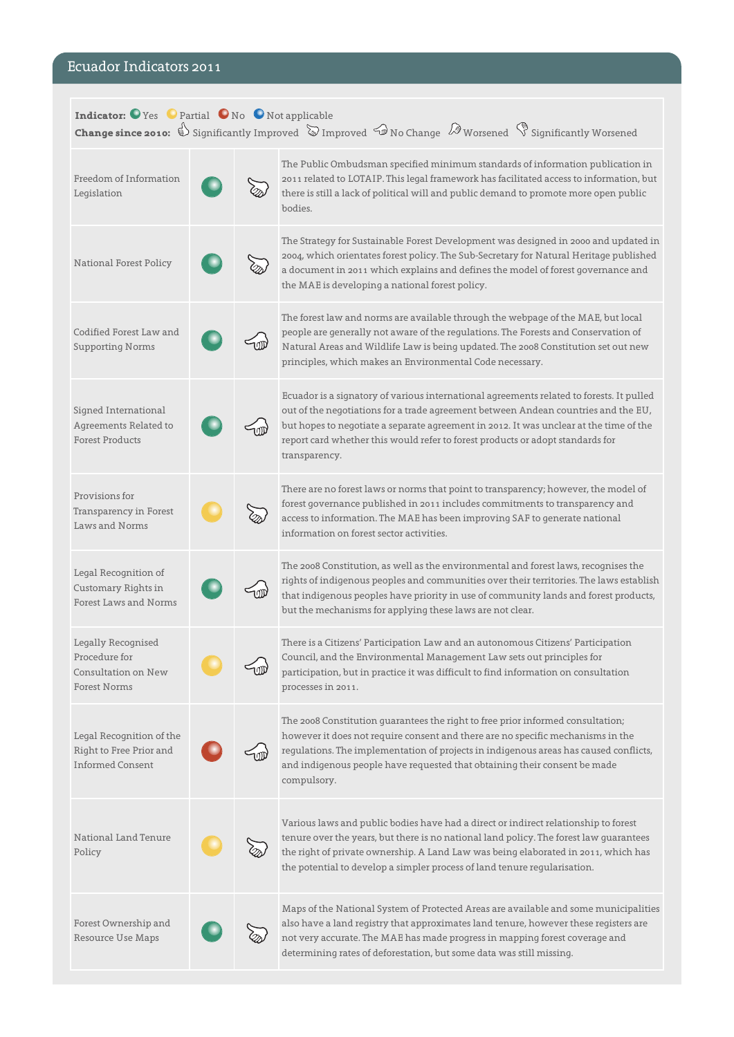## Ecuador Indicators 2011

**Indicator:** Yes Partial No Not applicable
**Change since 2010:** Significantly Improved Improved No Change Worsened Significantly Worsened

| Indicator | Status | Change since 2010 | Comments |
|---|---|---|---|
| Freedom of Information Legislation | Yes | Improved | The Public Ombudsman specified minimum standards of information publication in 2011 related to LOTAIP. This legal framework has facilitated access to information, but there is still a lack of political will and public demand to promote more open public bodies. |
| National Forest Policy | Yes | Improved | The Strategy for Sustainable Forest Development was designed in 2000 and updated in 2004, which orientates forest policy. The Sub-Secretary for Natural Heritage published a document in 2011 which explains and defines the model of forest governance and the MAE is developing a national forest policy. |
| Codified Forest Law and Supporting Norms | Yes | No Change | The forest law and norms are available through the webpage of the MAE, but local people are generally not aware of the regulations. The Forests and Conservation of Natural Areas and Wildlife Law is being updated. The 2008 Constitution set out new principles, which makes an Environmental Code necessary. |
| Signed International Agreements Related to Forest Products | Yes | No Change | Ecuador is a signatory of various international agreements related to forests. It pulled out of the negotiations for a trade agreement between Andean countries and the EU, but hopes to negotiate a separate agreement in 2012. It was unclear at the time of the report card whether this would refer to forest products or adopt standards for transparency. |
| Provisions for Transparency in Forest Laws and Norms | Partial | Improved | There are no forest laws or norms that point to transparency; however, the model of forest governance published in 2011 includes commitments to transparency and access to information. The MAE has been improving SAF to generate national information on forest sector activities. |
| Legal Recognition of Customary Rights in Forest Laws and Norms | Yes | No Change | The 2008 Constitution, as well as the environmental and forest laws, recognises the rights of indigenous peoples and communities over their territories. The laws establish that indigenous peoples have priority in use of community lands and forest products, but the mechanisms for applying these laws are not clear. |
| Legally Recognised Procedure for Consultation on New Forest Norms | Partial | No Change | There is a Citizens' Participation Law and an autonomous Citizens' Participation Council, and the Environmental Management Law sets out principles for participation, but in practice it was difficult to find information on consultation processes in 2011. |
| Legal Recognition of the Right to Free Prior and Informed Consent | No | No Change | The 2008 Constitution guarantees the right to free prior informed consultation; however it does not require consent and there are no specific mechanisms in the regulations. The implementation of projects in indigenous areas has caused conflicts, and indigenous people have requested that obtaining their consent be made compulsory. |
| National Land Tenure Policy | Partial | Improved | Various laws and public bodies have had a direct or indirect relationship to forest tenure over the years, but there is no national land policy. The forest law guarantees the right of private ownership. A Land Law was being elaborated in 2011, which has the potential to develop a simpler process of land tenure regularisation. |
| Forest Ownership and Resource Use Maps | Yes | Improved | Maps of the National System of Protected Areas are available and some municipalities also have a land registry that approximates land tenure, however these registers are not very accurate. The MAE has made progress in mapping forest coverage and determining rates of deforestation, but some data was still missing. |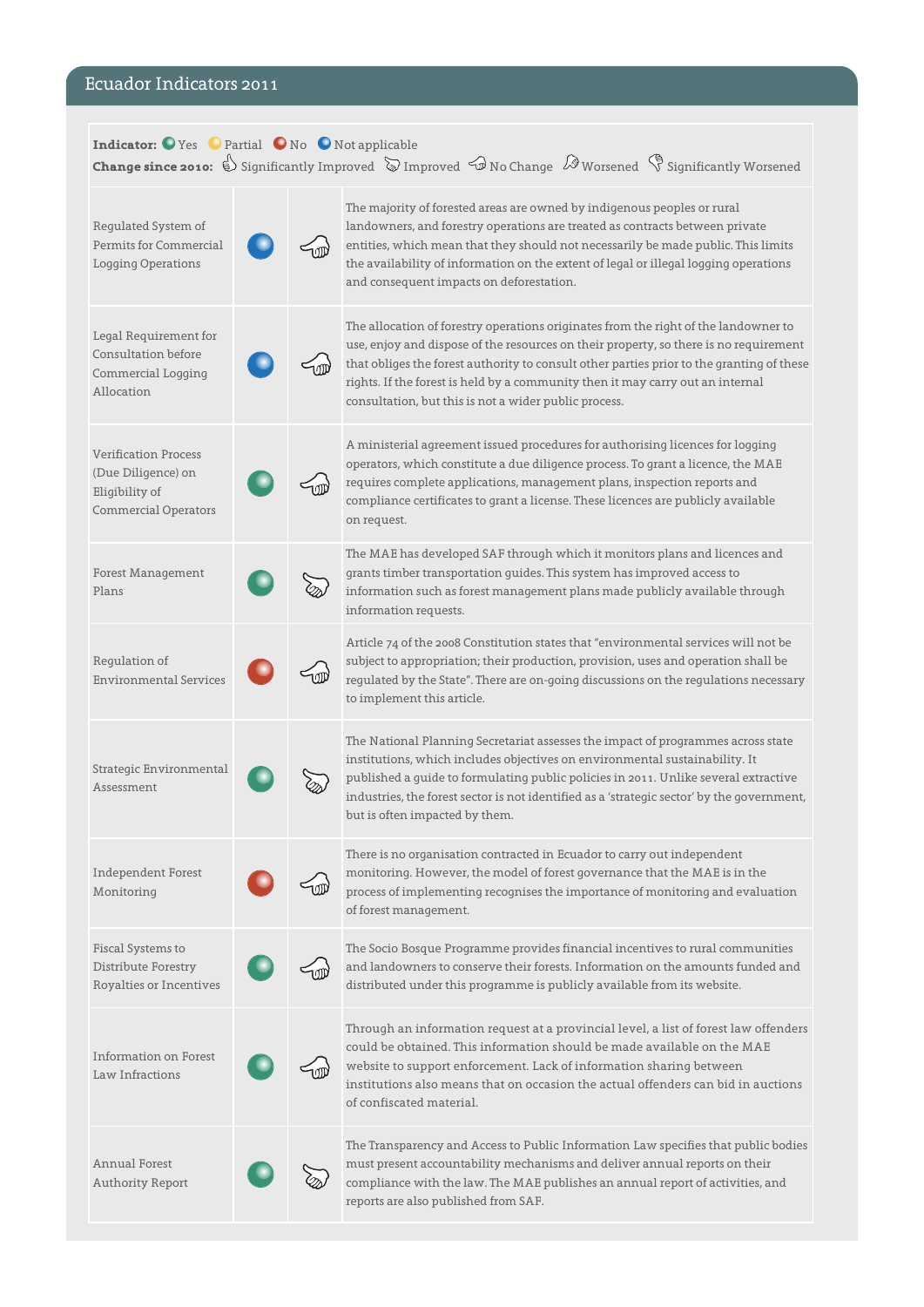## Ecuador Indicators 2011

**Indicator:** Yes Partial No Not applicable
**Change since 2010:** Significantly Improved Improved No Change Worsened Significantly Worsened

| Indicator | Status | Change | Description |
|---|---|---|---|
| Regulated System of Permits for Commercial Logging Operations | Not applicable | No Change | The majority of forested areas are owned by indigenous peoples or rural landowners, and forestry operations are treated as contracts between private entities, which mean that they should not necessarily be made public. This limits the availability of information on the extent of legal or illegal logging operations and consequent impacts on deforestation. |
| Legal Requirement for Consultation before Commercial Logging Allocation | Not applicable | No Change | The allocation of forestry operations originates from the right of the landowner to use, enjoy and dispose of the resources on their property, so there is no requirement that obliges the forest authority to consult other parties prior to the granting of these rights. If the forest is held by a community then it may carry out an internal consultation, but this is not a wider public process. |
| Verification Process (Due Diligence) on Eligibility of Commercial Operators | Yes | No Change | A ministerial agreement issued procedures for authorising licences for logging operators, which constitute a due diligence process. To grant a licence, the MAE requires complete applications, management plans, inspection reports and compliance certificates to grant a license. These licences are publicly available on request. |
| Forest Management Plans | Yes | Improved | The MAE has developed SAF through which it monitors plans and licences and grants timber transportation guides. This system has improved access to information such as forest management plans made publicly available through information requests. |
| Regulation of Environmental Services | No | No Change | Article 74 of the 2008 Constitution states that "environmental services will not be subject to appropriation; their production, provision, uses and operation shall be regulated by the State". There are on-going discussions on the regulations necessary to implement this article. |
| Strategic Environmental Assessment | Yes | Improved | The National Planning Secretariat assesses the impact of programmes across state institutions, which includes objectives on environmental sustainability. It published a guide to formulating public policies in 2011. Unlike several extractive industries, the forest sector is not identified as a 'strategic sector' by the government, but is often impacted by them. |
| Independent Forest Monitoring | No | No Change | There is no organisation contracted in Ecuador to carry out independent monitoring. However, the model of forest governance that the MAE is in the process of implementing recognises the importance of monitoring and evaluation of forest management. |
| Fiscal Systems to Distribute Forestry Royalties or Incentives | Yes | No Change | The Socio Bosque Programme provides financial incentives to rural communities and landowners to conserve their forests. Information on the amounts funded and distributed under this programme is publicly available from its website. |
| Information on Forest Law Infractions | Yes | No Change | Through an information request at a provincial level, a list of forest law offenders could be obtained. This information should be made available on the MAE website to support enforcement. Lack of information sharing between institutions also means that on occasion the actual offenders can bid in auctions of confiscated material. |
| Annual Forest Authority Report | Yes | Improved | The Transparency and Access to Public Information Law specifies that public bodies must present accountability mechanisms and deliver annual reports on their compliance with the law. The MAE publishes an annual report of activities, and reports are also published from SAF. |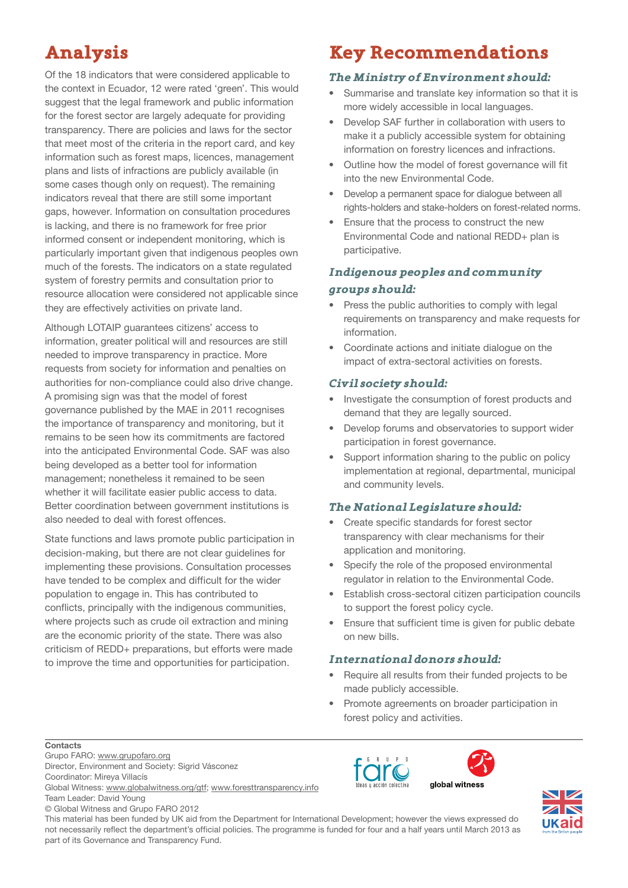# Analysis

Of the 18 indicators that were considered applicable to the context in Ecuador, 12 were rated 'green'. This would suggest that the legal framework and public information for the forest sector are largely adequate for providing transparency. There are policies and laws for the sector that meet most of the criteria in the report card, and key information such as forest maps, licences, management plans and lists of infractions are publicly available (in some cases though only on request). The remaining indicators reveal that there are still some important gaps, however. Information on consultation procedures is lacking, and there is no framework for free prior informed consent or independent monitoring, which is particularly important given that indigenous peoples own much of the forests. The indicators on a state regulated system of forestry permits and consultation prior to resource allocation were considered not applicable since they are effectively activities on private land.

Although LOTAIP guarantees citizens' access to information, greater political will and resources are still needed to improve transparency in practice. More requests from society for information and penalties on authorities for non-compliance could also drive change. A promising sign was that the model of forest governance published by the MAE in 2011 recognises the importance of transparency and monitoring, but it remains to be seen how its commitments are factored into the anticipated Environmental Code. SAF was also being developed as a better tool for information management; nonetheless it remained to be seen whether it will facilitate easier public access to data. Better coordination between government institutions is also needed to deal with forest offences.

State functions and laws promote public participation in decision-making, but there are not clear guidelines for implementing these provisions. Consultation processes have tended to be complex and difficult for the wider population to engage in. This has contributed to conflicts, principally with the indigenous communities, where projects such as crude oil extraction and mining are the economic priority of the state. There was also criticism of REDD+ preparations, but efforts were made to improve the time and opportunities for participation.

# Key Recommendations

### *The Ministry of Environment should:*

- Summarise and translate key information so that it is more widely accessible in local languages.
- Develop SAF further in collaboration with users to make it a publicly accessible system for obtaining information on forestry licences and infractions.
- Outline how the model of forest governance will fit into the new Environmental Code.
- Develop a permanent space for dialogue between all rights-holders and stake-holders on forest-related norms.
- Ensure that the process to construct the new Environmental Code and national REDD+ plan is participative.

### *Indigenous peoples and community groups should:*

- Press the public authorities to comply with legal requirements on transparency and make requests for information.
- Coordinate actions and initiate dialogue on the impact of extra-sectoral activities on forests.

### *Civil society should:*

- Investigate the consumption of forest products and demand that they are legally sourced.
- Develop forums and observatories to support wider participation in forest governance.
- Support information sharing to the public on policy implementation at regional, departmental, municipal and community levels.

### *The National Legislature should:*

- Create specific standards for forest sector transparency with clear mechanisms for their application and monitoring.
- Specify the role of the proposed environmental regulator in relation to the Environmental Code.
- Establish cross-sectoral citizen participation councils to support the forest policy cycle.
- Ensure that sufficient time is given for public debate on new bills.

### *International donors should:*

- Require all results from their funded projects to be made publicly accessible.
- Promote agreements on broader participation in forest policy and activities.

---

**Contacts**

Grupo FARO: www.grupofaro.org
Director, Environment and Society: Sigrid Vásconez
Coordinator: Mireya Villacís
Global Witness: www.globalwitness.org/gtf; www.foresttransparency.info
Team Leader: David Young
© Global Witness and Grupo FARO 2012

This material has been funded by UK aid from the Department for International Development; however the views expressed do not necessarily reflect the department's official policies. The programme is funded for four and a half years until March 2013 as part of its Governance and Transparency Fund.